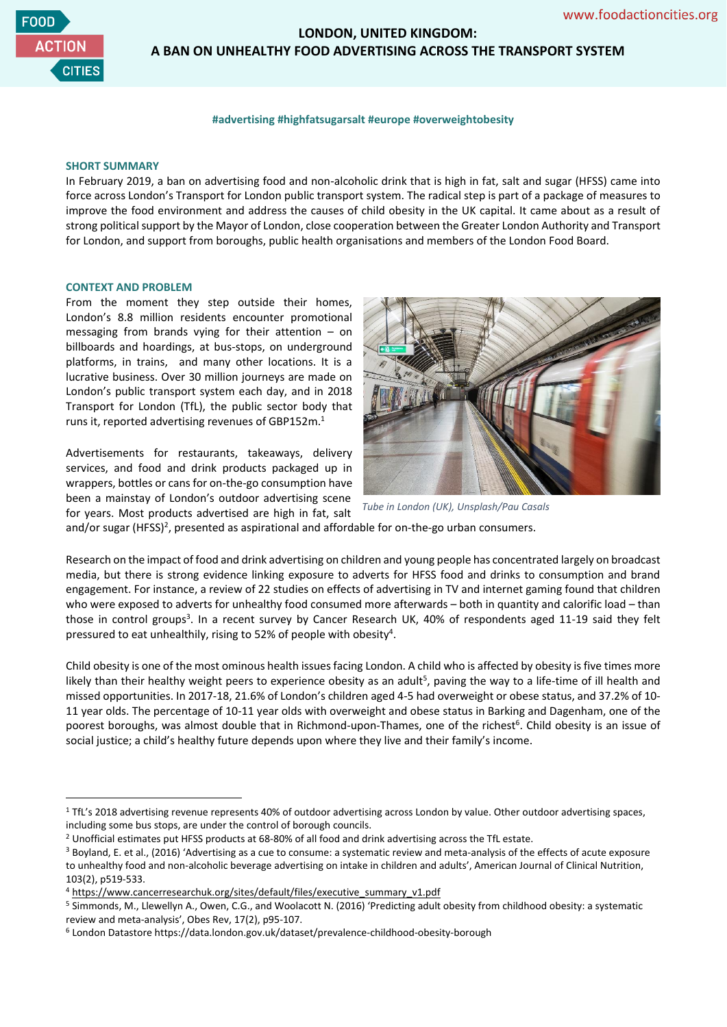# LONDON, UNITED KINGDOM: A BAN ON UNHEALTHY FOOD ADVERTISING ACROSS THE TRANSPORT SYSTEM

**#advertising #highfatsugarsalt #europe #overweightobesity**

## SHORT SUMMARY

In February 2019, a ban on advertising food and non-alcoholic drink that is high in fat, salt and sugar (HFSS) came into force across London's Transport for London public transport system. The radical step is part of a package of measures to improve the food environment and address the causes of child obesity in the UK capital. It came about as a result of strong political support by the Mayor of London, close cooperation between the Greater London Authority and Transport for London, and support from boroughs, public health organisations and members of the London Food Board.

## CONTEXT AND PROBLEM

From the moment they step outside their homes, London's 8.8 million residents encounter promotional messaging from brands vying for their attention – on billboards and hoardings, at bus-stops, on underground platforms, in trains, and many other locations. It is a lucrative business. Over 30 million journeys are made on London's public transport system each day, and in 2018 Transport for London (TfL), the public sector body that runs it, reported advertising revenues of GBP152m.[1]

*Tube in London (UK), Unsplash/Pau Casals*

Advertisements for restaurants, takeaways, delivery services, and food and drink products packaged up in wrappers, bottles or cans for on-the-go consumption have been a mainstay of London's outdoor advertising scene for years. Most products advertised are high in fat, salt and/or sugar (HFSS)[2], presented as aspirational and affordable for on-the-go urban consumers.

Research on the impact of food and drink advertising on children and young people has concentrated largely on broadcast media, but there is strong evidence linking exposure to adverts for HFSS food and drinks to consumption and brand engagement. For instance, a review of 22 studies on effects of advertising in TV and internet gaming found that children who were exposed to adverts for unhealthy food consumed more afterwards – both in quantity and calorific load – than those in control groups[3]. In a recent survey by Cancer Research UK, 40% of respondents aged 11-19 said they felt pressured to eat unhealthily, rising to 52% of people with obesity[4].

Child obesity is one of the most ominous health issues facing London. A child who is affected by obesity is five times more likely than their healthy weight peers to experience obesity as an adult[5], paving the way to a life-time of ill health and missed opportunities. In 2017-18, 21.6% of London's children aged 4-5 had overweight or obese status, and 37.2% of 10-11 year olds. The percentage of 10-11 year olds with overweight and obese status in Barking and Dagenham, one of the poorest boroughs, was almost double that in Richmond-upon-Thames, one of the richest[6]. Child obesity is an issue of social justice; a child's healthy future depends upon where they live and their family's income.

---

[1] TfL's 2018 advertising revenue represents 40% of outdoor advertising across London by value. Other outdoor advertising spaces, including some bus stops, are under the control of borough councils.

[2] Unofficial estimates put HFSS products at 68-80% of all food and drink advertising across the TfL estate.

[3] Boyland, E. et al., (2016) 'Advertising as a cue to consume: a systematic review and meta-analysis of the effects of acute exposure to unhealthy food and non-alcoholic beverage advertising on intake in children and adults', American Journal of Clinical Nutrition, 103(2), p519-533.

[4] https://www.cancerresearchuk.org/sites/default/files/executive_summary_v1.pdf

[5] Simmonds, M., Llewellyn A., Owen, C.G., and Woolacott N. (2016) 'Predicting adult obesity from childhood obesity: a systematic review and meta-analysis', Obes Rev, 17(2), p95-107.

[6] London Datastore https://data.london.gov.uk/dataset/prevalence-childhood-obesity-borough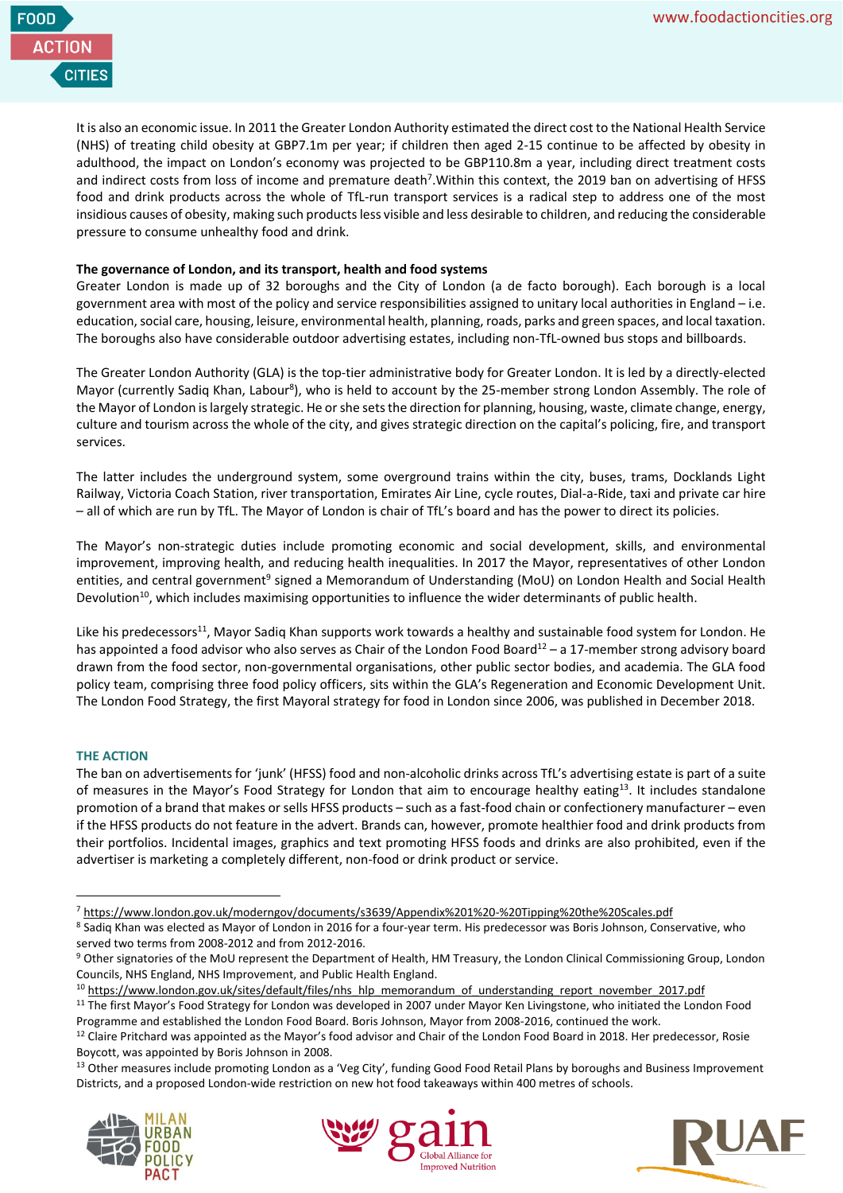It is also an economic issue. In 2011 the Greater London Authority estimated the direct cost to the National Health Service (NHS) of treating child obesity at GBP7.1m per year; if children then aged 2-15 continue to be affected by obesity in adulthood, the impact on London's economy was projected to be GBP110.8m a year, including direct treatment costs and indirect costs from loss of income and premature death[7]. Within this context, the 2019 ban on advertising of HFSS food and drink products across the whole of TfL-run transport services is a radical step to address one of the most insidious causes of obesity, making such products less visible and less desirable to children, and reducing the considerable pressure to consume unhealthy food and drink.

**The governance of London, and its transport, health and food systems**

Greater London is made up of 32 boroughs and the City of London (a de facto borough). Each borough is a local government area with most of the policy and service responsibilities assigned to unitary local authorities in England – i.e. education, social care, housing, leisure, environmental health, planning, roads, parks and green spaces, and local taxation. The boroughs also have considerable outdoor advertising estates, including non-TfL-owned bus stops and billboards.

The Greater London Authority (GLA) is the top-tier administrative body for Greater London. It is led by a directly-elected Mayor (currently Sadiq Khan, Labour[8]), who is held to account by the 25-member strong London Assembly. The role of the Mayor of London is largely strategic. He or she sets the direction for planning, housing, waste, climate change, energy, culture and tourism across the whole of the city, and gives strategic direction on the capital's policing, fire, and transport services.

The latter includes the underground system, some overground trains within the city, buses, trams, Docklands Light Railway, Victoria Coach Station, river transportation, Emirates Air Line, cycle routes, Dial-a-Ride, taxi and private car hire – all of which are run by TfL. The Mayor of London is chair of TfL's board and has the power to direct its policies.

The Mayor's non-strategic duties include promoting economic and social development, skills, and environmental improvement, improving health, and reducing health inequalities. In 2017 the Mayor, representatives of other London entities, and central government[9] signed a Memorandum of Understanding (MoU) on London Health and Social Health Devolution[10], which includes maximising opportunities to influence the wider determinants of public health.

Like his predecessors[11], Mayor Sadiq Khan supports work towards a healthy and sustainable food system for London. He has appointed a food advisor who also serves as Chair of the London Food Board[12] – a 17-member strong advisory board drawn from the food sector, non-governmental organisations, other public sector bodies, and academia. The GLA food policy team, comprising three food policy officers, sits within the GLA's Regeneration and Economic Development Unit. The London Food Strategy, the first Mayoral strategy for food in London since 2006, was published in December 2018.

## THE ACTION

The ban on advertisements for 'junk' (HFSS) food and non-alcoholic drinks across TfL's advertising estate is part of a suite of measures in the Mayor's Food Strategy for London that aim to encourage healthy eating[13]. It includes standalone promotion of a brand that makes or sells HFSS products – such as a fast-food chain or confectionery manufacturer – even if the HFSS products do not feature in the advert. Brands can, however, promote healthier food and drink products from their portfolios. Incidental images, graphics and text promoting HFSS foods and drinks are also prohibited, even if the advertiser is marketing a completely different, non-food or drink product or service.

---

[7] https://www.london.gov.uk/moderngov/documents/s3639/Appendix%201%20-%20Tipping%20the%20Scales.pdf

[8] Sadiq Khan was elected as Mayor of London in 2016 for a four-year term. His predecessor was Boris Johnson, Conservative, who served two terms from 2008-2012 and from 2012-2016.

[9] Other signatories of the MoU represent the Department of Health, HM Treasury, the London Clinical Commissioning Group, London Councils, NHS England, NHS Improvement, and Public Health England.

[10] https://www.london.gov.uk/sites/default/files/nhs_hlp_memorandum_of_understanding_report_november_2017.pdf

[11] The first Mayor's Food Strategy for London was developed in 2007 under Mayor Ken Livingstone, who initiated the London Food Programme and established the London Food Board. Boris Johnson, Mayor from 2008-2016, continued the work.

[12] Claire Pritchard was appointed as the Mayor's food advisor and Chair of the London Food Board in 2018. Her predecessor, Rosie Boycott, was appointed by Boris Johnson in 2008.

[13] Other measures include promoting London as a 'Veg City', funding Good Food Retail Plans by boroughs and Business Improvement Districts, and a proposed London-wide restriction on new hot food takeaways within 400 metres of schools.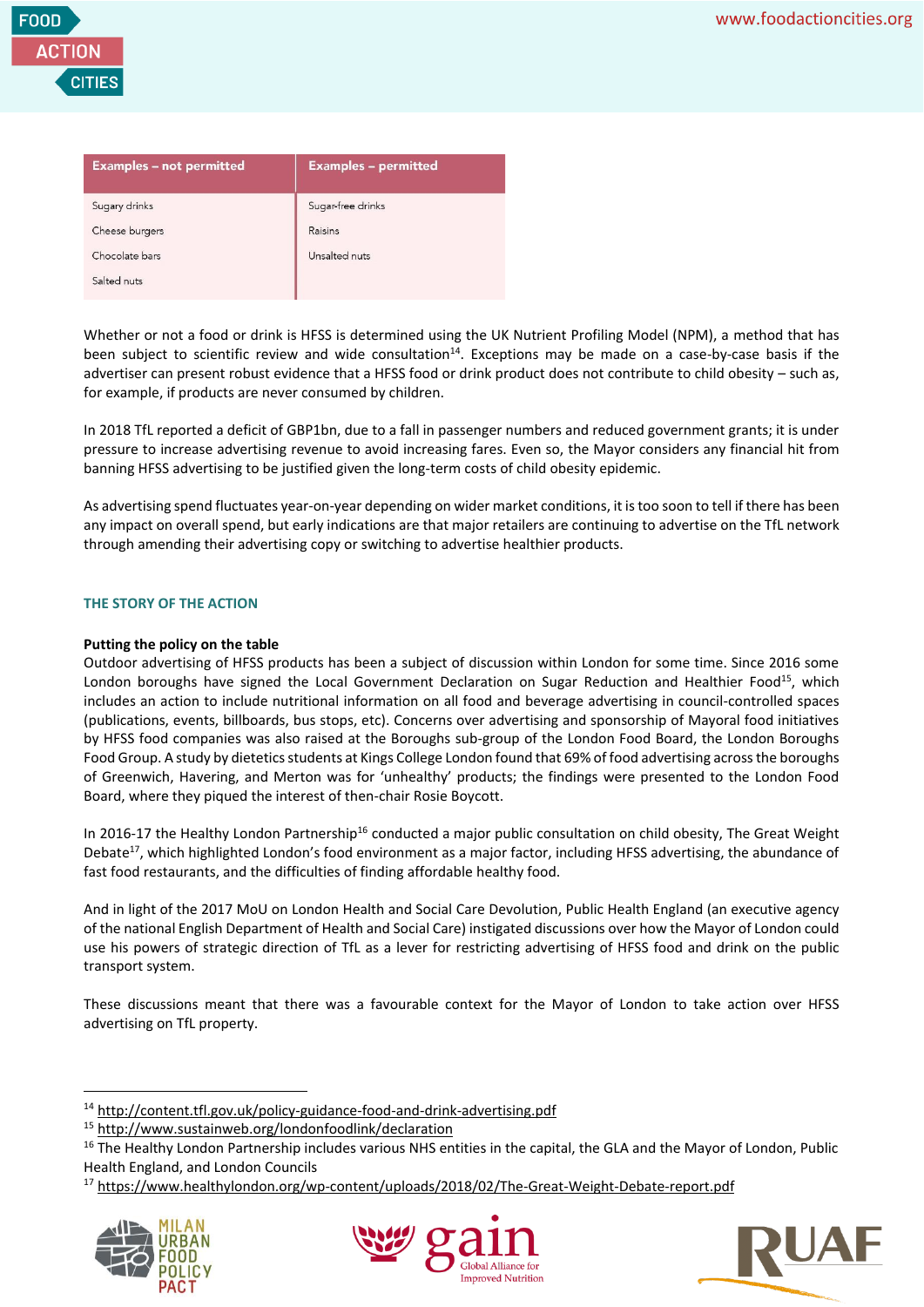| Examples – not permitted | Examples – permitted |
|---|---|
| Sugary drinks | Sugar-free drinks |
| Cheese burgers | Raisins |
| Chocolate bars | Unsalted nuts |
| Salted nuts | |

Whether or not a food or drink is HFSS is determined using the UK Nutrient Profiling Model (NPM), a method that has been subject to scientific review and wide consultation[14]. Exceptions may be made on a case-by-case basis if the advertiser can present robust evidence that a HFSS food or drink product does not contribute to child obesity – such as, for example, if products are never consumed by children.

In 2018 TfL reported a deficit of GBP1bn, due to a fall in passenger numbers and reduced government grants; it is under pressure to increase advertising revenue to avoid increasing fares. Even so, the Mayor considers any financial hit from banning HFSS advertising to be justified given the long-term costs of child obesity epidemic.

As advertising spend fluctuates year-on-year depending on wider market conditions, it is too soon to tell if there has been any impact on overall spend, but early indications are that major retailers are continuing to advertise on the TfL network through amending their advertising copy or switching to advertise healthier products.

## THE STORY OF THE ACTION

**Putting the policy on the table**

Outdoor advertising of HFSS products has been a subject of discussion within London for some time. Since 2016 some London boroughs have signed the Local Government Declaration on Sugar Reduction and Healthier Food[15], which includes an action to include nutritional information on all food and beverage advertising in council-controlled spaces (publications, events, billboards, bus stops, etc). Concerns over advertising and sponsorship of Mayoral food initiatives by HFSS food companies was also raised at the Boroughs sub-group of the London Food Board, the London Boroughs Food Group. A study by dietetics students at Kings College London found that 69% of food advertising across the boroughs of Greenwich, Havering, and Merton was for 'unhealthy' products; the findings were presented to the London Food Board, where they piqued the interest of then-chair Rosie Boycott.

In 2016-17 the Healthy London Partnership[16] conducted a major public consultation on child obesity, The Great Weight Debate[17], which highlighted London's food environment as a major factor, including HFSS advertising, the abundance of fast food restaurants, and the difficulties of finding affordable healthy food.

And in light of the 2017 MoU on London Health and Social Care Devolution, Public Health England (an executive agency of the national English Department of Health and Social Care) instigated discussions over how the Mayor of London could use his powers of strategic direction of TfL as a lever for restricting advertising of HFSS food and drink on the public transport system.

These discussions meant that there was a favourable context for the Mayor of London to take action over HFSS advertising on TfL property.

---

[14] http://content.tfl.gov.uk/policy-guidance-food-and-drink-advertising.pdf

[15] http://www.sustainweb.org/londonfoodlink/declaration

[16] The Healthy London Partnership includes various NHS entities in the capital, the GLA and the Mayor of London, Public Health England, and London Councils

[17] https://www.healthylondon.org/wp-content/uploads/2018/02/The-Great-Weight-Debate-report.pdf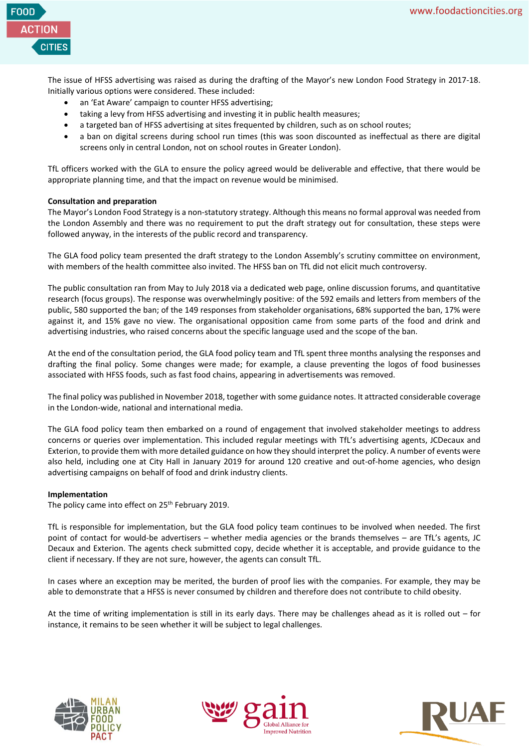The issue of HFSS advertising was raised as during the drafting of the Mayor's new London Food Strategy in 2017-18. Initially various options were considered. These included:

- an 'Eat Aware' campaign to counter HFSS advertising;
- taking a levy from HFSS advertising and investing it in public health measures;
- a targeted ban of HFSS advertising at sites frequented by children, such as on school routes;
- a ban on digital screens during school run times (this was soon discounted as ineffectual as there are digital screens only in central London, not on school routes in Greater London).

TfL officers worked with the GLA to ensure the policy agreed would be deliverable and effective, that there would be appropriate planning time, and that the impact on revenue would be minimised.

**Consultation and preparation**

The Mayor's London Food Strategy is a non-statutory strategy. Although this means no formal approval was needed from the London Assembly and there was no requirement to put the draft strategy out for consultation, these steps were followed anyway, in the interests of the public record and transparency.

The GLA food policy team presented the draft strategy to the London Assembly's scrutiny committee on environment, with members of the health committee also invited. The HFSS ban on TfL did not elicit much controversy.

The public consultation ran from May to July 2018 via a dedicated web page, online discussion forums, and quantitative research (focus groups). The response was overwhelmingly positive: of the 592 emails and letters from members of the public, 580 supported the ban; of the 149 responses from stakeholder organisations, 68% supported the ban, 17% were against it, and 15% gave no view. The organisational opposition came from some parts of the food and drink and advertising industries, who raised concerns about the specific language used and the scope of the ban.

At the end of the consultation period, the GLA food policy team and TfL spent three months analysing the responses and drafting the final policy. Some changes were made; for example, a clause preventing the logos of food businesses associated with HFSS foods, such as fast food chains, appearing in advertisements was removed.

The final policy was published in November 2018, together with some guidance notes. It attracted considerable coverage in the London-wide, national and international media.

The GLA food policy team then embarked on a round of engagement that involved stakeholder meetings to address concerns or queries over implementation. This included regular meetings with TfL's advertising agents, JCDecaux and Exterion, to provide them with more detailed guidance on how they should interpret the policy. A number of events were also held, including one at City Hall in January 2019 for around 120 creative and out-of-home agencies, who design advertising campaigns on behalf of food and drink industry clients.

**Implementation**

The policy came into effect on 25th February 2019.

TfL is responsible for implementation, but the GLA food policy team continues to be involved when needed. The first point of contact for would-be advertisers – whether media agencies or the brands themselves – are TfL's agents, JC Decaux and Exterion. The agents check submitted copy, decide whether it is acceptable, and provide guidance to the client if necessary. If they are not sure, however, the agents can consult TfL.

In cases where an exception may be merited, the burden of proof lies with the companies. For example, they may be able to demonstrate that a HFSS is never consumed by children and therefore does not contribute to child obesity.

At the time of writing implementation is still in its early days. There may be challenges ahead as it is rolled out – for instance, it remains to be seen whether it will be subject to legal challenges.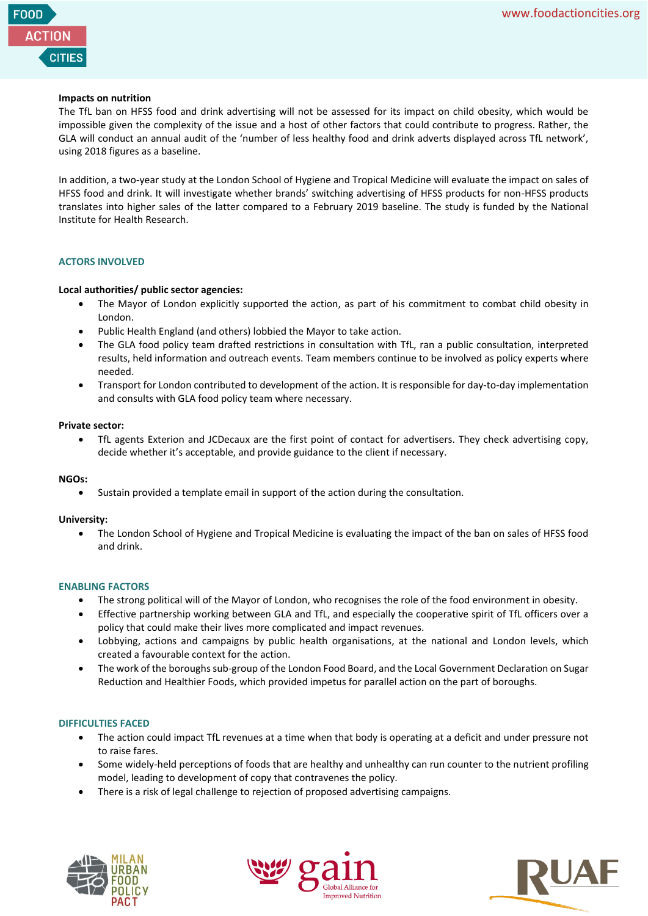**Impacts on nutrition**

The TfL ban on HFSS food and drink advertising will not be assessed for its impact on child obesity, which would be impossible given the complexity of the issue and a host of other factors that could contribute to progress. Rather, the GLA will conduct an annual audit of the 'number of less healthy food and drink adverts displayed across TfL network', using 2018 figures as a baseline.

In addition, a two-year study at the London School of Hygiene and Tropical Medicine will evaluate the impact on sales of HFSS food and drink. It will investigate whether brands' switching advertising of HFSS products for non-HFSS products translates into higher sales of the latter compared to a February 2019 baseline. The study is funded by the National Institute for Health Research.

## ACTORS INVOLVED

**Local authorities/ public sector agencies:**

- The Mayor of London explicitly supported the action, as part of his commitment to combat child obesity in London.
- Public Health England (and others) lobbied the Mayor to take action.
- The GLA food policy team drafted restrictions in consultation with TfL, ran a public consultation, interpreted results, held information and outreach events. Team members continue to be involved as policy experts where needed.
- Transport for London contributed to development of the action. It is responsible for day-to-day implementation and consults with GLA food policy team where necessary.

**Private sector:**

- TfL agents Exterion and JCDecaux are the first point of contact for advertisers. They check advertising copy, decide whether it's acceptable, and provide guidance to the client if necessary.

**NGOs:**

- Sustain provided a template email in support of the action during the consultation.

**University:**

- The London School of Hygiene and Tropical Medicine is evaluating the impact of the ban on sales of HFSS food and drink.

## ENABLING FACTORS

- The strong political will of the Mayor of London, who recognises the role of the food environment in obesity.
- Effective partnership working between GLA and TfL, and especially the cooperative spirit of TfL officers over a policy that could make their lives more complicated and impact revenues.
- Lobbying, actions and campaigns by public health organisations, at the national and London levels, which created a favourable context for the action.
- The work of the boroughs sub-group of the London Food Board, and the Local Government Declaration on Sugar Reduction and Healthier Foods, which provided impetus for parallel action on the part of boroughs.

## DIFFICULTIES FACED

- The action could impact TfL revenues at a time when that body is operating at a deficit and under pressure not to raise fares.
- Some widely-held perceptions of foods that are healthy and unhealthy can run counter to the nutrient profiling model, leading to development of copy that contravenes the policy.
- There is a risk of legal challenge to rejection of proposed advertising campaigns.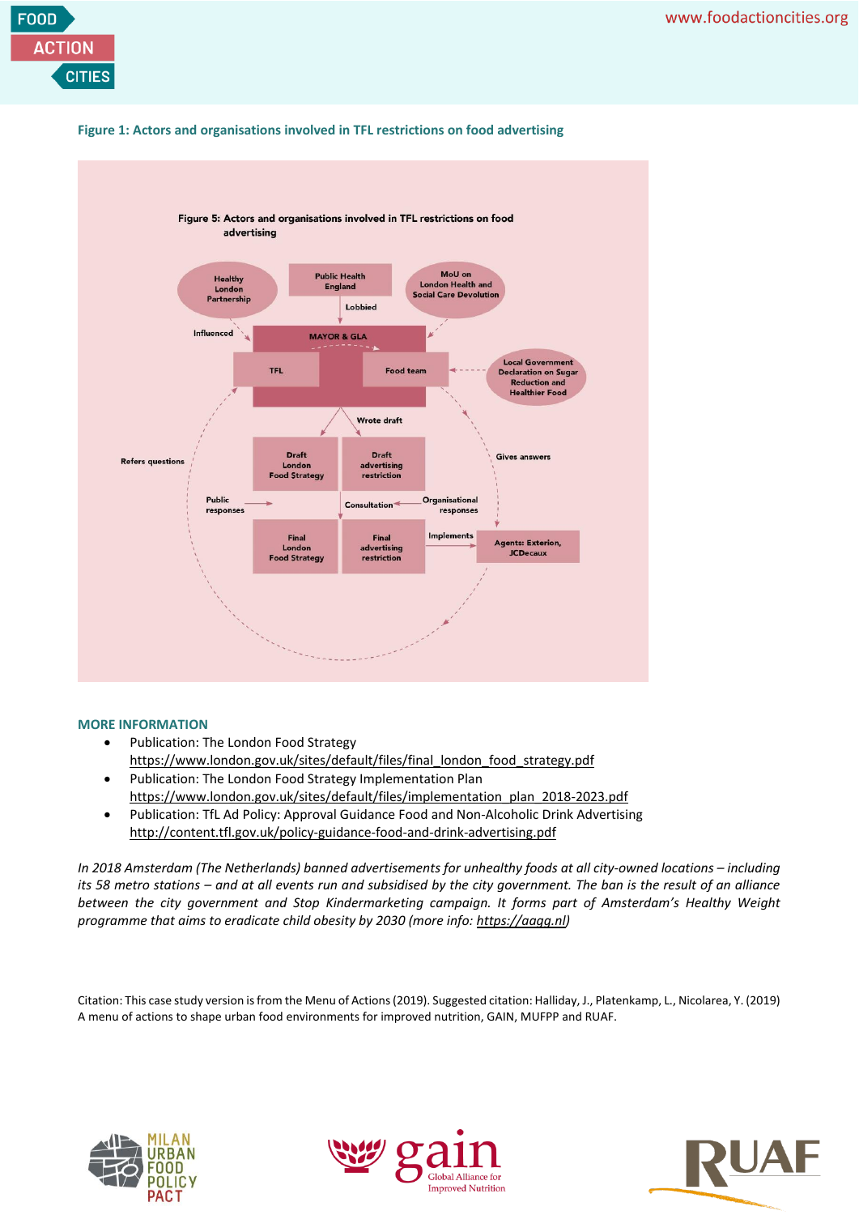**Figure 1: Actors and organisations involved in TFL restrictions on food advertising**

Figure 5: Actors and organisations involved in TFL restrictions on food advertising

Healthy London Partnership

Public Health England

MoU on London Health and Social Care Devolution

Lobbied

Influenced

MAYOR & GLA

TFL

Food team

Local Government Declaration on Sugar Reduction and Healthier Food

Wrote draft

Refers questions

Draft London Food Strategy

Draft advertising restriction

Gives answers

Public responses

Consultation

Organisational responses

Final London Food Strategy

Final advertising restriction

Implements

Agents: Exterion, JCDecaux

## MORE INFORMATION

- Publication: The London Food Strategy
  https://www.london.gov.uk/sites/default/files/final_london_food_strategy.pdf
- Publication: The London Food Strategy Implementation Plan
  https://www.london.gov.uk/sites/default/files/implementation_plan_2018-2023.pdf
- Publication: TfL Ad Policy: Approval Guidance Food and Non-Alcoholic Drink Advertising
  http://content.tfl.gov.uk/policy-guidance-food-and-drink-advertising.pdf

*In 2018 Amsterdam (The Netherlands) banned advertisements for unhealthy foods at all city-owned locations – including its 58 metro stations – and at all events run and subsidised by the city government. The ban is the result of an alliance between the city government and Stop Kindermarketing campaign. It forms part of Amsterdam's Healthy Weight programme that aims to eradicate child obesity by 2030 (more info: https://aagg.nl)*

Citation: This case study version is from the Menu of Actions (2019). Suggested citation: Halliday, J., Platenkamp, L., Nicolarea, Y. (2019) A menu of actions to shape urban food environments for improved nutrition, GAIN, MUFPP and RUAF.